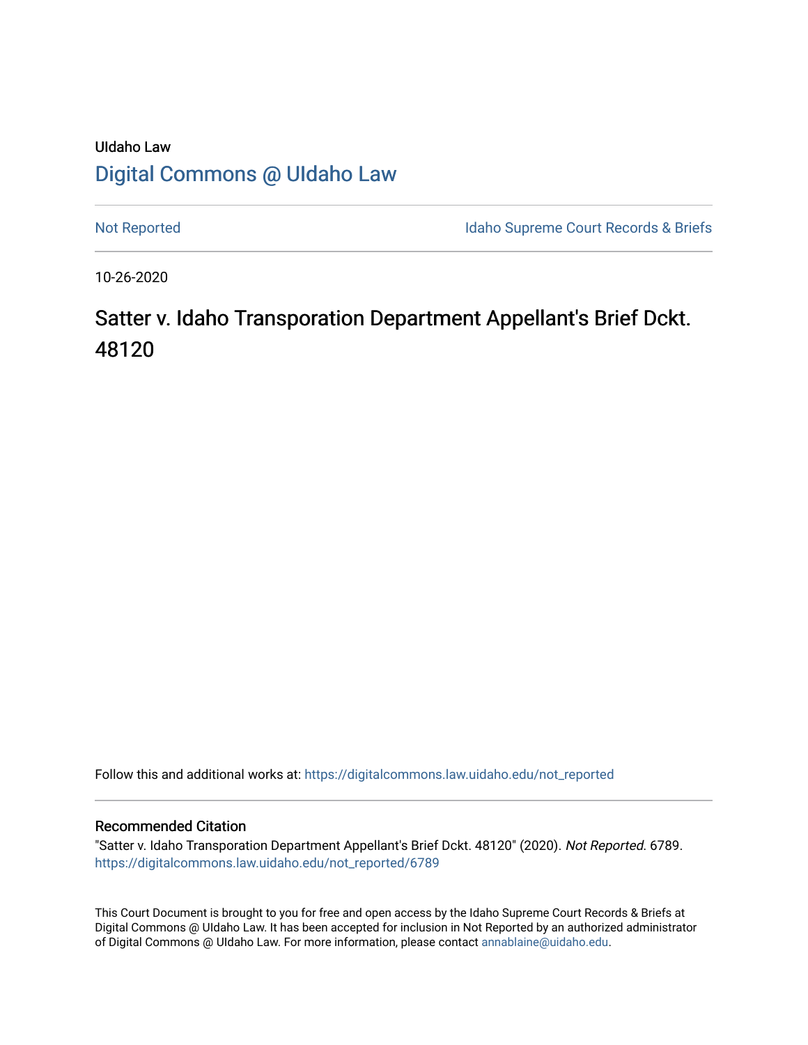UIdaho Law

# Digital Commons @ UIdaho Law

Not Reported

Idaho Supreme Court Records & Briefs

10-26-2020

## Satter v. Idaho Transporation Department Appellant's Brief Dckt. 48120

Follow this and additional works at: https://digitalcommons.law.uidaho.edu/not_reported

### Recommended Citation

"Satter v. Idaho Transporation Department Appellant's Brief Dckt. 48120" (2020). *Not Reported*. 6789.
https://digitalcommons.law.uidaho.edu/not_reported/6789

This Court Document is brought to you for free and open access by the Idaho Supreme Court Records & Briefs at Digital Commons @ UIdaho Law. It has been accepted for inclusion in Not Reported by an authorized administrator of Digital Commons @ UIdaho Law. For more information, please contact annablaine@uidaho.edu.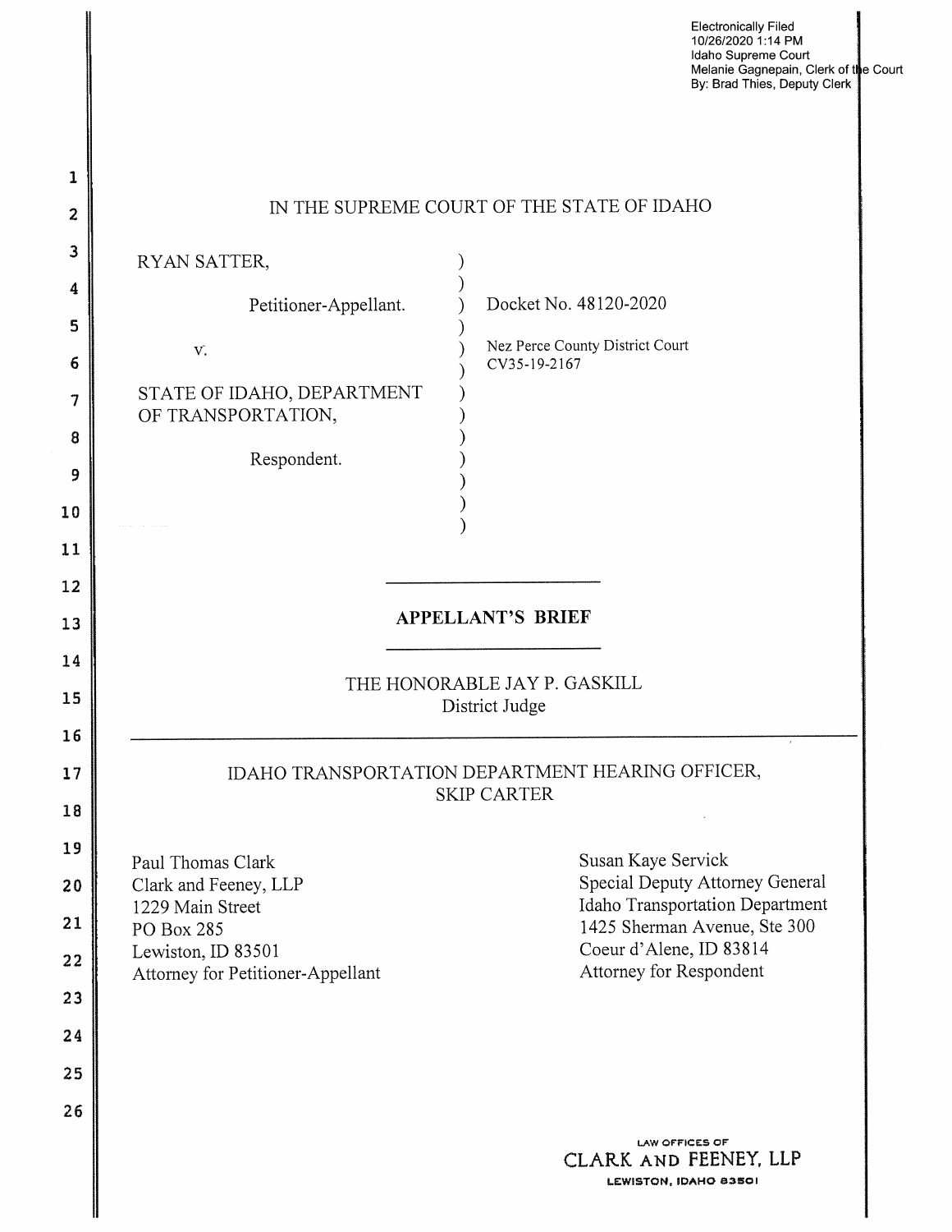Electronically Filed
10/26/2020 1:14 PM
Idaho Supreme Court
Melanie Gagnepain, Clerk of the Court
By: Brad Thies, Deputy Clerk

IN THE SUPREME COURT OF THE STATE OF IDAHO

RYAN SATTER,

Petitioner-Appellant.

v.

STATE OF IDAHO, DEPARTMENT OF TRANSPORTATION,

Respondent.

Docket No. 48120-2020

Nez Perce County District Court
CV35-19-2167

---

# APPELLANT'S BRIEF

---

THE HONORABLE JAY P. GASKILL
District Judge

---

IDAHO TRANSPORTATION DEPARTMENT HEARING OFFICER,
SKIP CARTER

Paul Thomas Clark
Clark and Feeney, LLP
1229 Main Street
PO Box 285
Lewiston, ID 83501
Attorney for Petitioner-Appellant

Susan Kaye Servick
Special Deputy Attorney General
Idaho Transportation Department
1425 Sherman Avenue, Ste 300
Coeur d'Alene, ID 83814
Attorney for Respondent

LAW OFFICES OF
CLARK AND FEENEY, LLP
LEWISTON, IDAHO 83501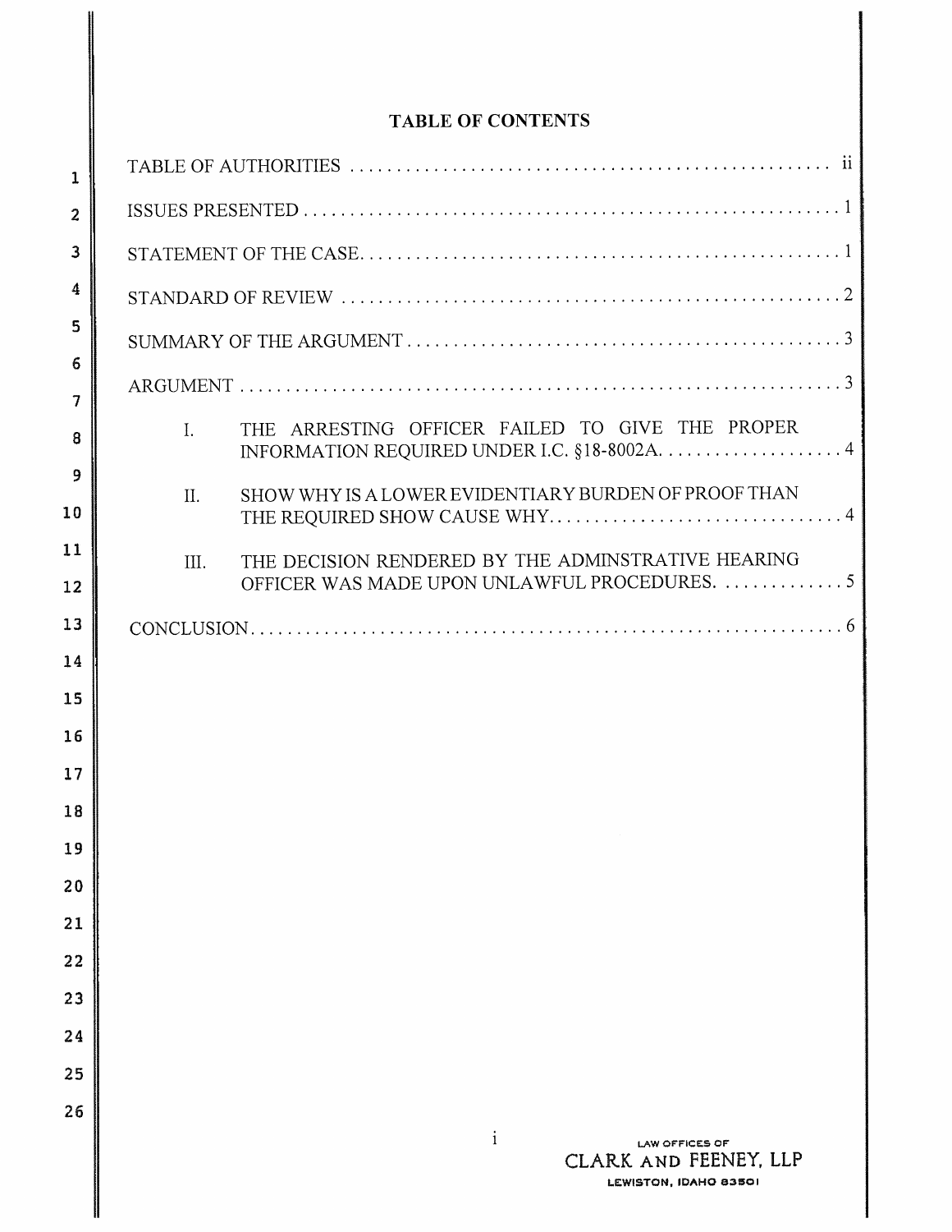## TABLE OF CONTENTS

TABLE OF AUTHORITIES . . . . . . . . . . . . . . . . . . . . . . . . . . . . . . . . . . . . . . . . . . . . . . . . . . . ii

ISSUES PRESENTED . . . . . . . . . . . . . . . . . . . . . . . . . . . . . . . . . . . . . . . . . . . . . . . . . . . . . . . . 1

STATEMENT OF THE CASE. . . . . . . . . . . . . . . . . . . . . . . . . . . . . . . . . . . . . . . . . . . . . . . . . . 1

STANDARD OF REVIEW . . . . . . . . . . . . . . . . . . . . . . . . . . . . . . . . . . . . . . . . . . . . . . . . . . . . 2

SUMMARY OF THE ARGUMENT . . . . . . . . . . . . . . . . . . . . . . . . . . . . . . . . . . . . . . . . . . . . . 3

ARGUMENT . . . . . . . . . . . . . . . . . . . . . . . . . . . . . . . . . . . . . . . . . . . . . . . . . . . . . . . . . . . . . . 3

I. THE ARRESTING OFFICER FAILED TO GIVE THE PROPER INFORMATION REQUIRED UNDER I.C. §18-8002A. . . . . . . . . . . . . . . . . . . . 4

II. SHOW WHY IS A LOWER EVIDENTIARY BURDEN OF PROOF THAN THE REQUIRED SHOW CAUSE WHY. . . . . . . . . . . . . . . . . . . . . . . . . . . . . . . . 4

III. THE DECISION RENDERED BY THE ADMINSTRATIVE HEARING OFFICER WAS MADE UPON UNLAWFUL PROCEDURES. . . . . . . . . . . . . . 5

CONCLUSION. . . . . . . . . . . . . . . . . . . . . . . . . . . . . . . . . . . . . . . . . . . . . . . . . . . . . . . . . . . . . 6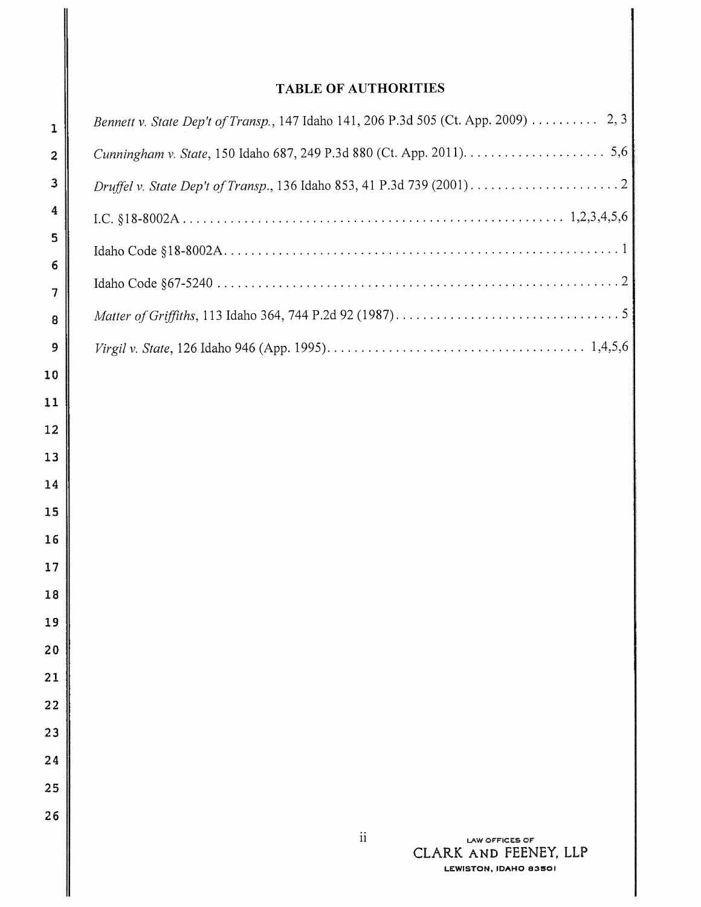## TABLE OF AUTHORITIES

*Bennett v. State Dep't of Transp.*, 147 Idaho 141, 206 P.3d 505 (Ct. App. 2009) .......... 2, 3

*Cunningham v. State*, 150 Idaho 687, 249 P.3d 880 (Ct. App. 2011)...................... 5,6

*Druffel v. State Dep't of Transp.*, 136 Idaho 853, 41 P.3d 739 (2001).......................2

I.C. §18-8002A ........................................................ 1,2,3,4,5,6

Idaho Code §18-8002A.........................................................1

Idaho Code §67-5240 ..........................................................2

*Matter of Griffiths*, 113 Idaho 364, 744 P.2d 92 (1987).................................5

*Virgil v. State*, 126 Idaho 946 (App. 1995)...................................... 1,4,5,6

LAW OFFICES OF
CLARK AND FEENEY, LLP
LEWISTON, IDAHO 83501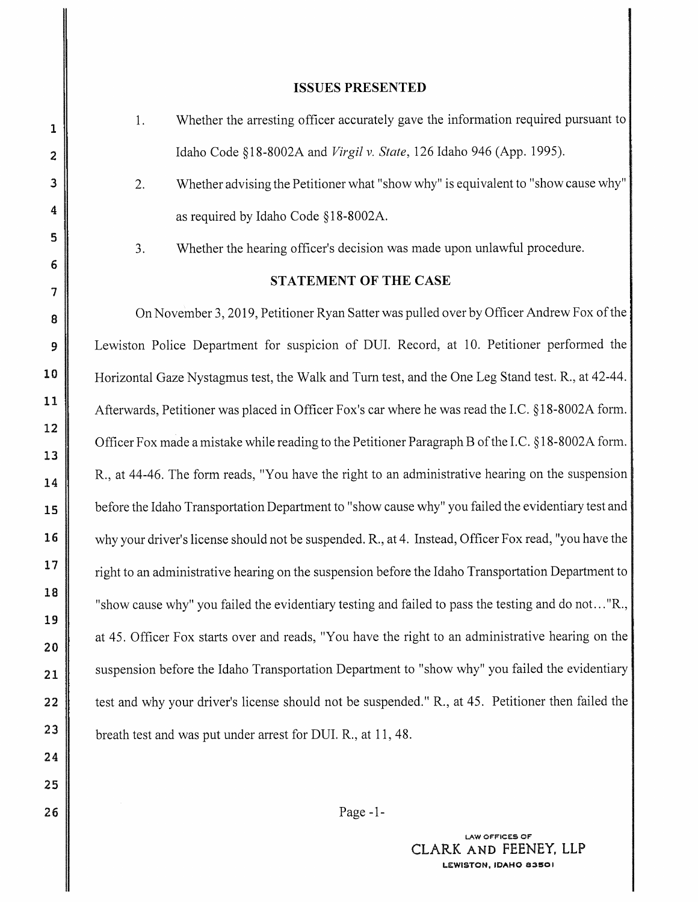## ISSUES PRESENTED

1. Whether the arresting officer accurately gave the information required pursuant to Idaho Code §18-8002A and *Virgil v. State*, 126 Idaho 946 (App. 1995).

2. Whether advising the Petitioner what "show why" is equivalent to "show cause why" as required by Idaho Code §18-8002A.

3. Whether the hearing officer's decision was made upon unlawful procedure.

## STATEMENT OF THE CASE

On November 3, 2019, Petitioner Ryan Satter was pulled over by Officer Andrew Fox of the Lewiston Police Department for suspicion of DUI. Record, at 10. Petitioner performed the Horizontal Gaze Nystagmus test, the Walk and Turn test, and the One Leg Stand test. R., at 42-44. Afterwards, Petitioner was placed in Officer Fox's car where he was read the I.C. §18-8002A form. Officer Fox made a mistake while reading to the Petitioner Paragraph B of the I.C. §18-8002A form. R., at 44-46. The form reads, "You have the right to an administrative hearing on the suspension before the Idaho Transportation Department to "show cause why" you failed the evidentiary test and why your driver's license should not be suspended. R., at 4. Instead, Officer Fox read, "you have the right to an administrative hearing on the suspension before the Idaho Transportation Department to "show cause why" you failed the evidentiary testing and failed to pass the testing and do not..."R., at 45. Officer Fox starts over and reads, "You have the right to an administrative hearing on the suspension before the Idaho Transportation Department to "show why" you failed the evidentiary test and why your driver's license should not be suspended." R., at 45. Petitioner then failed the breath test and was put under arrest for DUI. R., at 11, 48.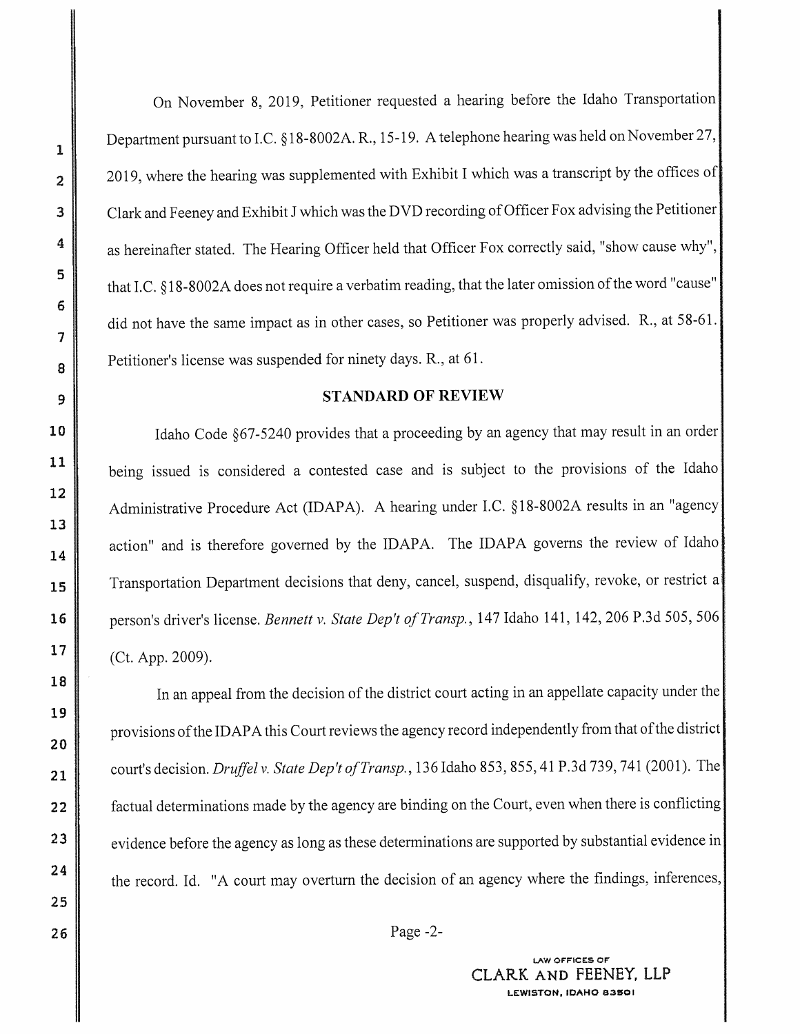On November 8, 2019, Petitioner requested a hearing before the Idaho Transportation Department pursuant to I.C. §18-8002A. R., 15-19. A telephone hearing was held on November 27, 2019, where the hearing was supplemented with Exhibit I which was a transcript by the offices of Clark and Feeney and Exhibit J which was the DVD recording of Officer Fox advising the Petitioner as hereinafter stated. The Hearing Officer held that Officer Fox correctly said, "show cause why", that I.C. §18-8002A does not require a verbatim reading, that the later omission of the word "cause" did not have the same impact as in other cases, so Petitioner was properly advised. R., at 58-61. Petitioner's license was suspended for ninety days. R., at 61.

## STANDARD OF REVIEW

Idaho Code §67-5240 provides that a proceeding by an agency that may result in an order being issued is considered a contested case and is subject to the provisions of the Idaho Administrative Procedure Act (IDAPA). A hearing under I.C. §18-8002A results in an "agency action" and is therefore governed by the IDAPA. The IDAPA governs the review of Idaho Transportation Department decisions that deny, cancel, suspend, disqualify, revoke, or restrict a person's driver's license. *Bennett v. State Dep't of Transp.*, 147 Idaho 141, 142, 206 P.3d 505, 506 (Ct. App. 2009).

In an appeal from the decision of the district court acting in an appellate capacity under the provisions of the IDAPA this Court reviews the agency record independently from that of the district court's decision. *Druffel v. State Dep't of Transp.*, 136 Idaho 853, 855, 41 P.3d 739, 741 (2001). The factual determinations made by the agency are binding on the Court, even when there is conflicting evidence before the agency as long as these determinations are supported by substantial evidence in the record. Id. "A court may overturn the decision of an agency where the findings, inferences,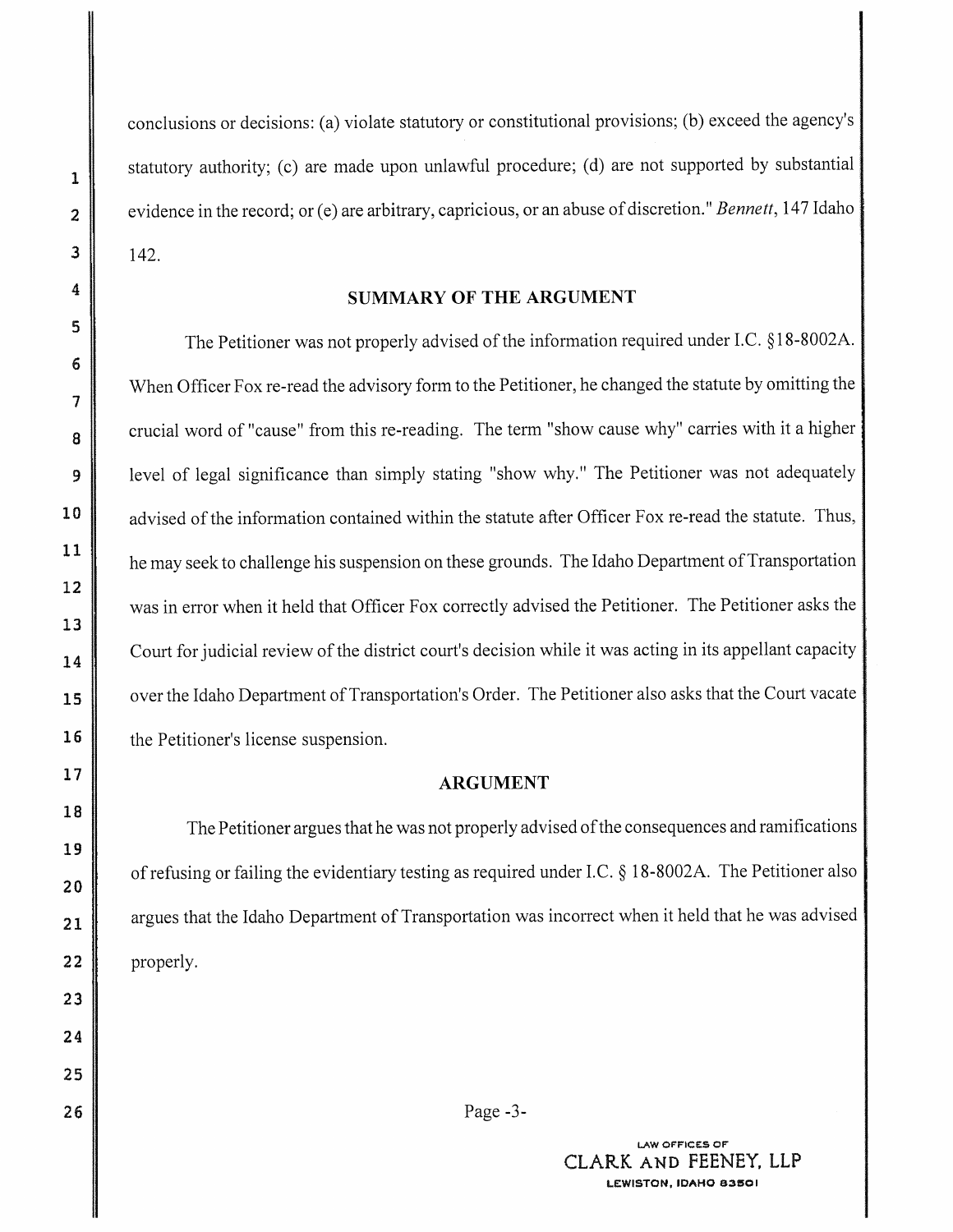conclusions or decisions: (a) violate statutory or constitutional provisions; (b) exceed the agency's statutory authority; (c) are made upon unlawful procedure; (d) are not supported by substantial evidence in the record; or (e) are arbitrary, capricious, or an abuse of discretion." *Bennett*, 147 Idaho 142.

## SUMMARY OF THE ARGUMENT

The Petitioner was not properly advised of the information required under I.C. §18-8002A. When Officer Fox re-read the advisory form to the Petitioner, he changed the statute by omitting the crucial word of "cause" from this re-reading. The term "show cause why" carries with it a higher level of legal significance than simply stating "show why." The Petitioner was not adequately advised of the information contained within the statute after Officer Fox re-read the statute. Thus, he may seek to challenge his suspension on these grounds. The Idaho Department of Transportation was in error when it held that Officer Fox correctly advised the Petitioner. The Petitioner asks the Court for judicial review of the district court's decision while it was acting in its appellant capacity over the Idaho Department of Transportation's Order. The Petitioner also asks that the Court vacate the Petitioner's license suspension.

## ARGUMENT

The Petitioner argues that he was not properly advised of the consequences and ramifications of refusing or failing the evidentiary testing as required under I.C. § 18-8002A. The Petitioner also argues that the Idaho Department of Transportation was incorrect when it held that he was advised properly.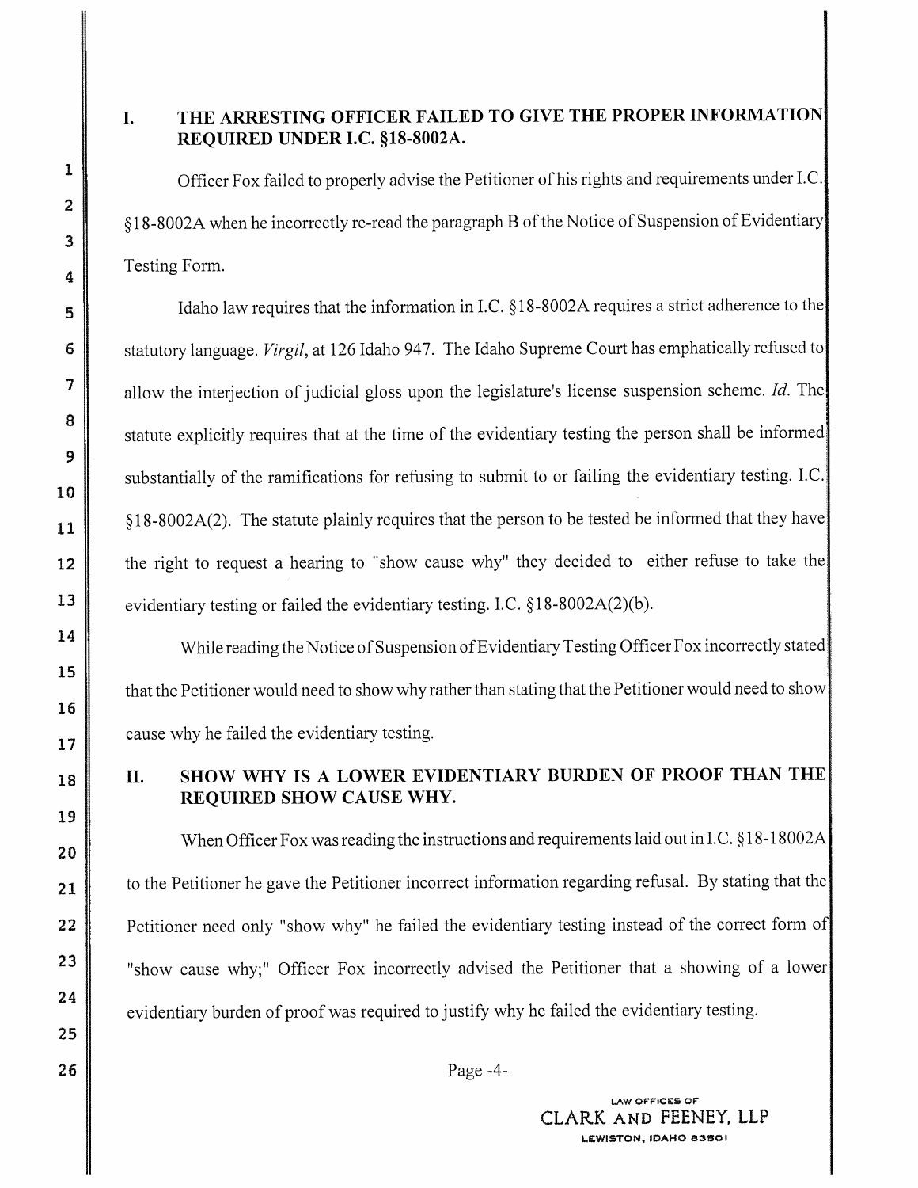## I. THE ARRESTING OFFICER FAILED TO GIVE THE PROPER INFORMATION REQUIRED UNDER I.C. §18-8002A.

Officer Fox failed to properly advise the Petitioner of his rights and requirements under I.C. §18-8002A when he incorrectly re-read the paragraph B of the Notice of Suspension of Evidentiary Testing Form.

Idaho law requires that the information in I.C. §18-8002A requires a strict adherence to the statutory language. *Virgil*, at 126 Idaho 947. The Idaho Supreme Court has emphatically refused to allow the interjection of judicial gloss upon the legislature's license suspension scheme. *Id.* The statute explicitly requires that at the time of the evidentiary testing the person shall be informed substantially of the ramifications for refusing to submit to or failing the evidentiary testing. I.C. §18-8002A(2). The statute plainly requires that the person to be tested be informed that they have the right to request a hearing to "show cause why" they decided to either refuse to take the evidentiary testing or failed the evidentiary testing. I.C. §18-8002A(2)(b).

While reading the Notice of Suspension of Evidentiary Testing Officer Fox incorrectly stated that the Petitioner would need to show why rather than stating that the Petitioner would need to show cause why he failed the evidentiary testing.

## II. SHOW WHY IS A LOWER EVIDENTIARY BURDEN OF PROOF THAN THE REQUIRED SHOW CAUSE WHY.

When Officer Fox was reading the instructions and requirements laid out in I.C. §18-18002A to the Petitioner he gave the Petitioner incorrect information regarding refusal. By stating that the Petitioner need only "show why" he failed the evidentiary testing instead of the correct form of "show cause why;" Officer Fox incorrectly advised the Petitioner that a showing of a lower evidentiary burden of proof was required to justify why he failed the evidentiary testing.

LAW OFFICES OF
CLARK AND FEENEY, LLP
LEWISTON, IDAHO 83501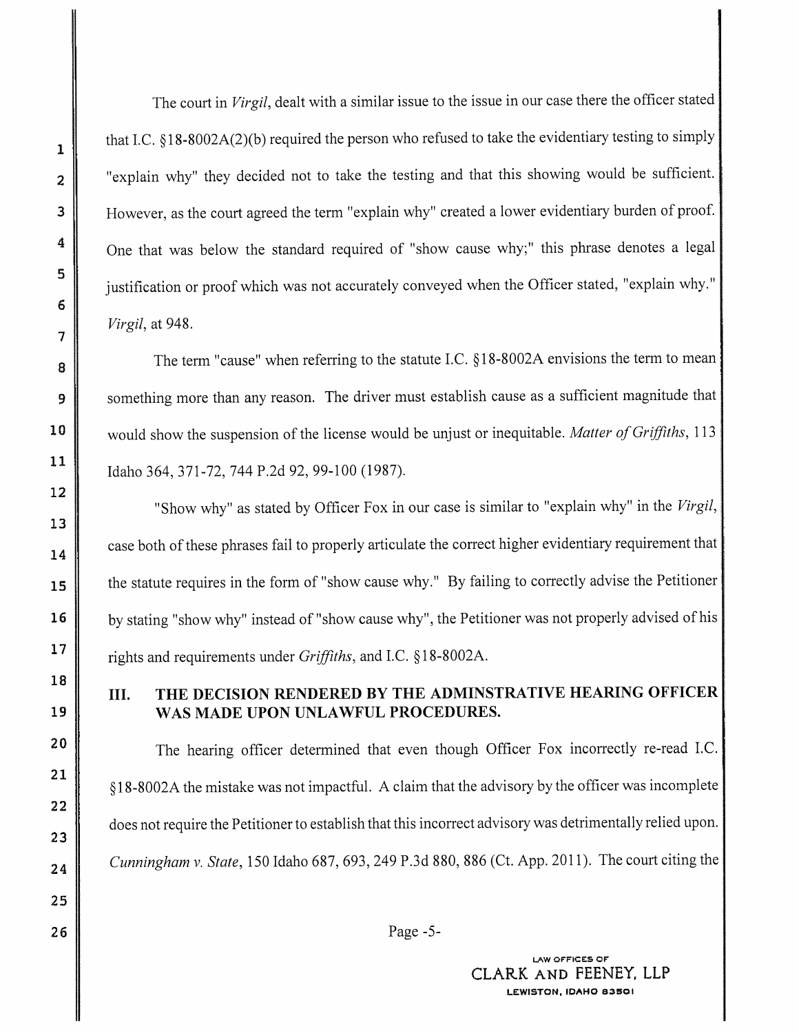The court in *Virgil*, dealt with a similar issue to the issue in our case there the officer stated that I.C. §18-8002A(2)(b) required the person who refused to take the evidentiary testing to simply "explain why" they decided not to take the testing and that this showing would be sufficient. However, as the court agreed the term "explain why" created a lower evidentiary burden of proof. One that was below the standard required of "show cause why;" this phrase denotes a legal justification or proof which was not accurately conveyed when the Officer stated, "explain why." *Virgil*, at 948.

The term "cause" when referring to the statute I.C. §18-8002A envisions the term to mean something more than any reason. The driver must establish cause as a sufficient magnitude that would show the suspension of the license would be unjust or inequitable. *Matter of Griffiths*, 113 Idaho 364, 371-72, 744 P.2d 92, 99-100 (1987).

"Show why" as stated by Officer Fox in our case is similar to "explain why" in the *Virgil*, case both of these phrases fail to properly articulate the correct higher evidentiary requirement that the statute requires in the form of "show cause why." By failing to correctly advise the Petitioner by stating "show why" instead of "show cause why", the Petitioner was not properly advised of his rights and requirements under *Griffiths*, and I.C. §18-8002A.

## III. THE DECISION RENDERED BY THE ADMINSTRATIVE HEARING OFFICER WAS MADE UPON UNLAWFUL PROCEDURES.

The hearing officer determined that even though Officer Fox incorrectly re-read I.C. §18-8002A the mistake was not impactful. A claim that the advisory by the officer was incomplete does not require the Petitioner to establish that this incorrect advisory was detrimentally relied upon. *Cunningham v. State*, 150 Idaho 687, 693, 249 P.3d 880, 886 (Ct. App. 2011). The court citing the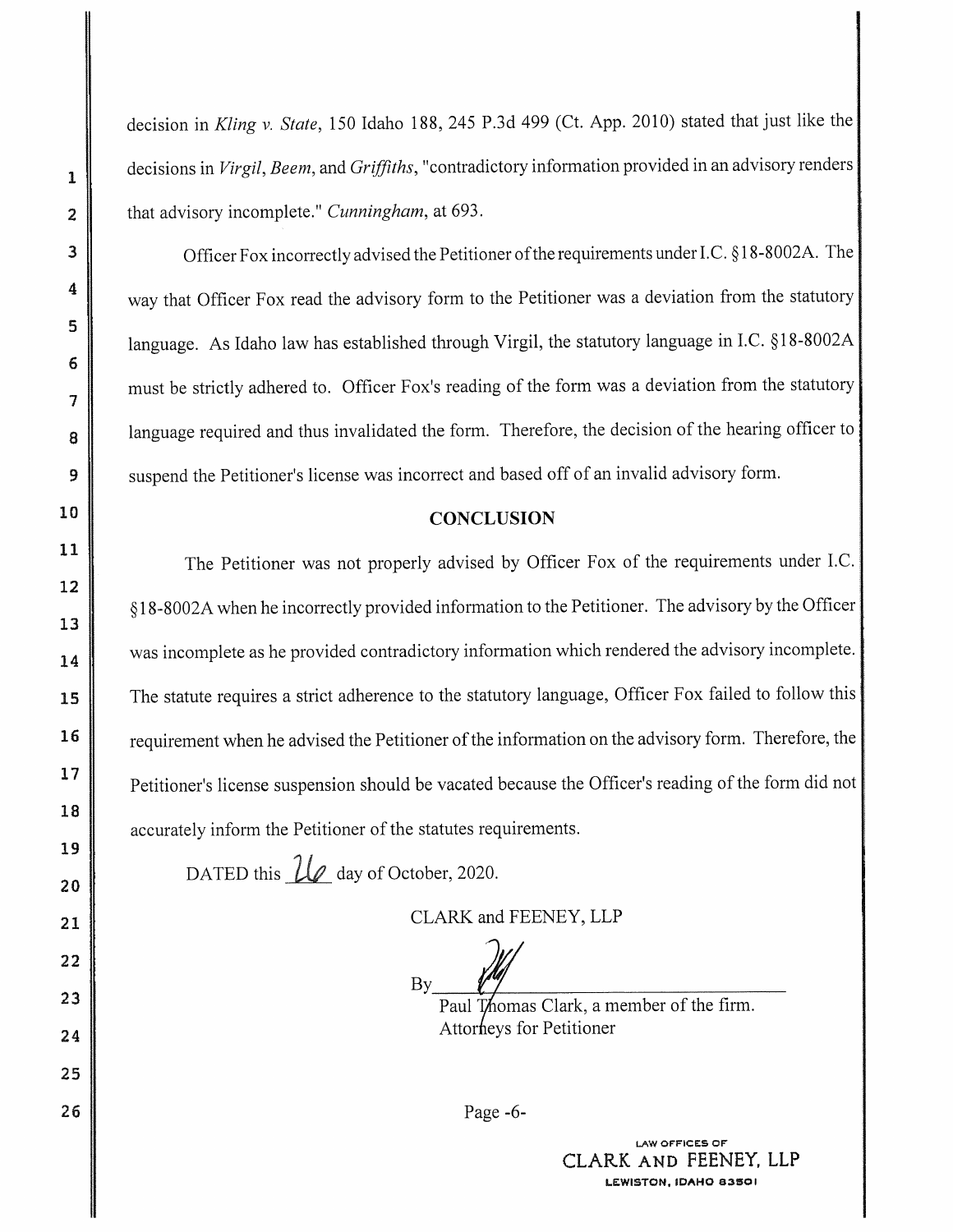decision in *Kling v. State*, 150 Idaho 188, 245 P.3d 499 (Ct. App. 2010) stated that just like the decisions in *Virgil*, *Beem*, and *Griffiths*, "contradictory information provided in an advisory renders that advisory incomplete." *Cunningham*, at 693.

Officer Fox incorrectly advised the Petitioner of the requirements under I.C. §18-8002A. The way that Officer Fox read the advisory form to the Petitioner was a deviation from the statutory language. As Idaho law has established through Virgil, the statutory language in I.C. §18-8002A must be strictly adhered to. Officer Fox's reading of the form was a deviation from the statutory language required and thus invalidated the form. Therefore, the decision of the hearing officer to suspend the Petitioner's license was incorrect and based off of an invalid advisory form.

## CONCLUSION

The Petitioner was not properly advised by Officer Fox of the requirements under I.C. §18-8002A when he incorrectly provided information to the Petitioner. The advisory by the Officer was incomplete as he provided contradictory information which rendered the advisory incomplete. The statute requires a strict adherence to the statutory language, Officer Fox failed to follow this requirement when he advised the Petitioner of the information on the advisory form. Therefore, the Petitioner's license suspension should be vacated because the Officer's reading of the form did not accurately inform the Petitioner of the statutes requirements.

DATED this 26 day of October, 2020.

CLARK and FEENEY, LLP

By______________________________
Paul Thomas Clark, a member of the firm.
Attorneys for Petitioner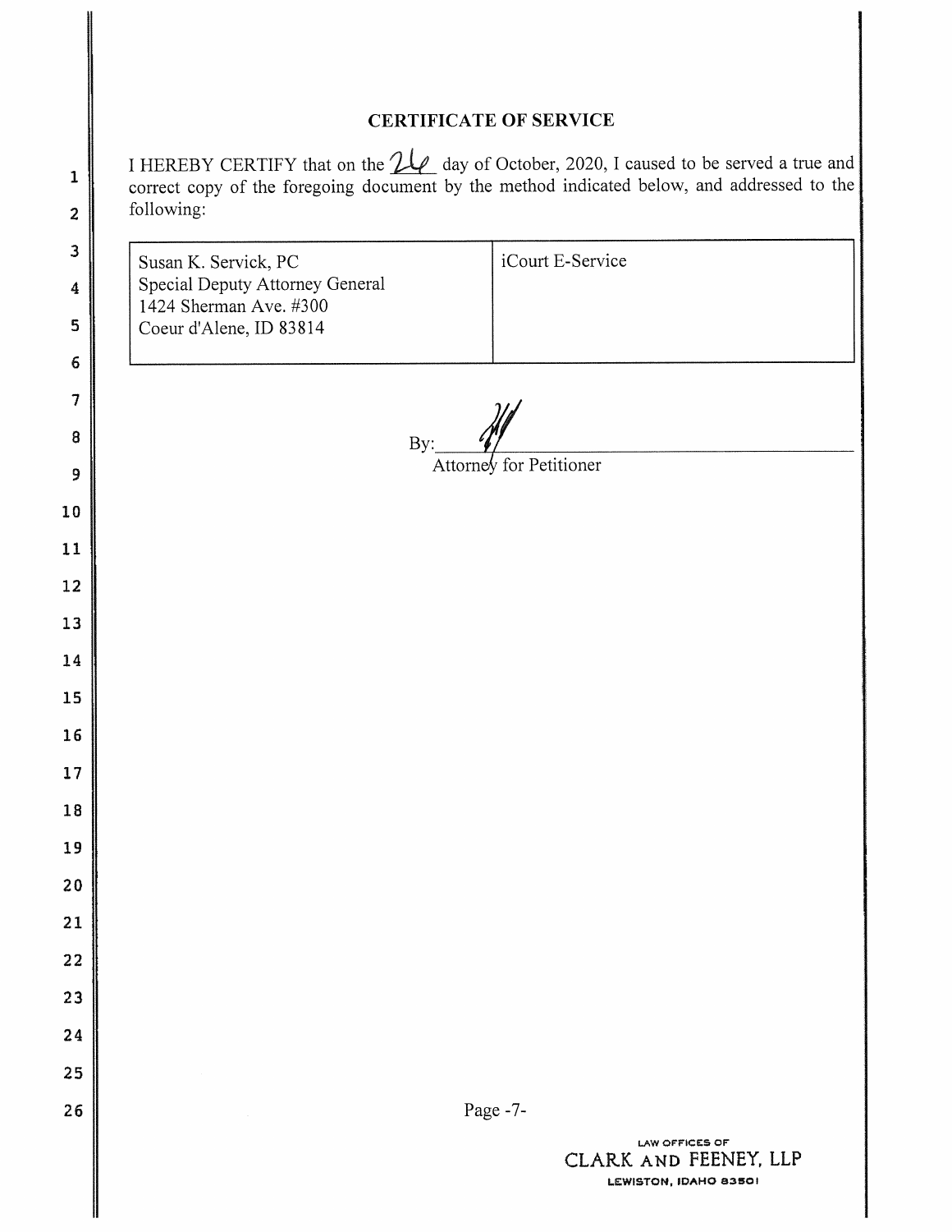## CERTIFICATE OF SERVICE

I HEREBY CERTIFY that on the 26 day of October, 2020, I caused to be served a true and correct copy of the foregoing document by the method indicated below, and addressed to the following:

| | |
|---|---|
| Susan K. Servick, PC<br>Special Deputy Attorney General<br>1424 Sherman Ave. #300<br>Coeur d'Alene, ID 83814 | iCourt E-Service |

By: ______________________________
Attorney for Petitioner

LAW OFFICES OF
CLARK AND FEENEY, LLP
LEWISTON, IDAHO 83501